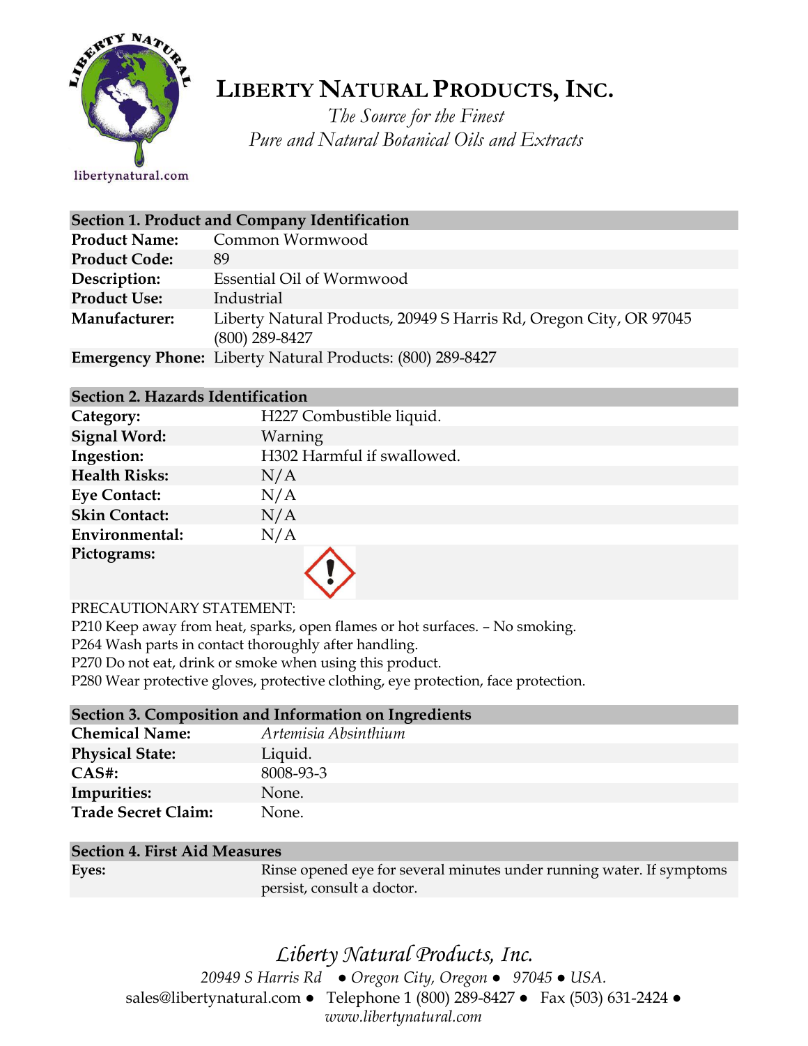# LIBERTY NATURAL PRODUCTS, INC.

*The Source for the Finest*
*Pure and Natural Botanical Oils and Extracts*

libertynatural.com

## Section 1. Product and Company Identification

| | |
|---|---|
| **Product Name:** | Common Wormwood |
| **Product Code:** | 89 |
| **Description:** | Essential Oil of Wormwood |
| **Product Use:** | Industrial |
| **Manufacturer:** | Liberty Natural Products, 20949 S Harris Rd, Oregon City, OR 97045 (800) 289-8427 |
| **Emergency Phone:** | Liberty Natural Products: (800) 289-8427 |

## Section 2. Hazards Identification

| | |
|---|---|
| **Category:** | H227 Combustible liquid. |
| **Signal Word:** | Warning |
| **Ingestion:** | H302 Harmful if swallowed. |
| **Health Risks:** | N/A |
| **Eye Contact:** | N/A |
| **Skin Contact:** | N/A |
| **Environmental:** | N/A |
| **Pictograms:** | |

PRECAUTIONARY STATEMENT:
P210 Keep away from heat, sparks, open flames or hot surfaces. – No smoking.
P264 Wash parts in contact thoroughly after handling.
P270 Do not eat, drink or smoke when using this product.
P280 Wear protective gloves, protective clothing, eye protection, face protection.

## Section 3. Composition and Information on Ingredients

| | |
|---|---|
| **Chemical Name:** | *Artemisia Absinthium* |
| **Physical State:** | Liquid. |
| **CAS#:** | 8008-93-3 |
| **Impurities:** | None. |
| **Trade Secret Claim:** | None. |

## Section 4. First Aid Measures

| | |
|---|---|
| **Eyes:** | Rinse opened eye for several minutes under running water. If symptoms persist, consult a doctor. |

*Liberty Natural Products, Inc.*
*20949 S Harris Rd ● Oregon City, Oregon ● 97045 ● USA.*
sales@libertynatural.com ● Telephone 1 (800) 289-8427 ● Fax (503) 631-2424 ●
*www.libertynatural.com*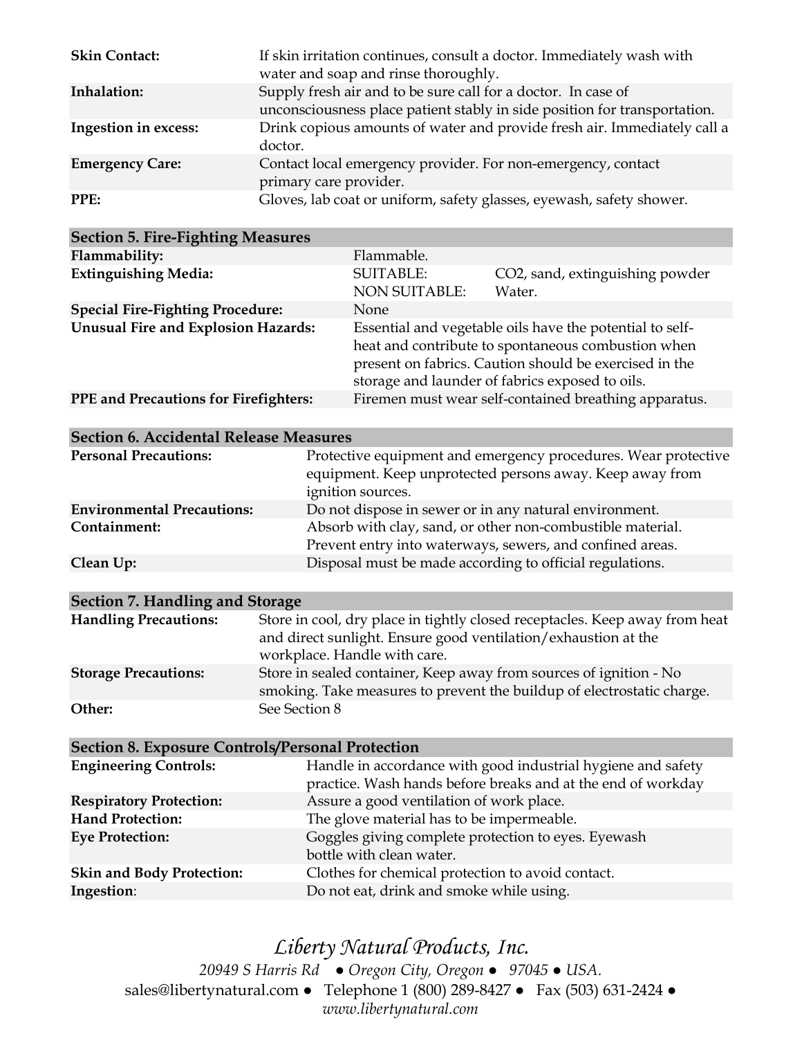| | |
|---|---|
| **Skin Contact:** | If skin irritation continues, consult a doctor. Immediately wash with water and soap and rinse thoroughly. |
| **Inhalation:** | Supply fresh air and to be sure call for a doctor. In case of unconsciousness place patient stably in side position for transportation. |
| **Ingestion in excess:** | Drink copious amounts of water and provide fresh air. Immediately call a doctor. |
| **Emergency Care:** | Contact local emergency provider. For non-emergency, contact primary care provider. |
| **PPE:** | Gloves, lab coat or uniform, safety glasses, eyewash, safety shower. |

| **Section 5. Fire-Fighting Measures** | | |
|---|---|---|
| **Flammability:** | Flammable. | |
| **Extinguishing Media:** | SUITABLE:<br>NON SUITABLE: | $CO_2$, sand, extinguishing powder<br>Water. |
| **Special Fire-Fighting Procedure:** | None | |
| **Unusual Fire and Explosion Hazards:** | Essential and vegetable oils have the potential to self-heat and contribute to spontaneous combustion when present on fabrics. Caution should be exercised in the storage and launder of fabrics exposed to oils. | |
| **PPE and Precautions for Firefighters:** | Firemen must wear self-contained breathing apparatus. | |

| **Section 6. Accidental Release Measures** | |
|---|---|
| **Personal Precautions:** | Protective equipment and emergency procedures. Wear protective equipment. Keep unprotected persons away. Keep away from ignition sources. |
| **Environmental Precautions:** | Do not dispose in sewer or in any natural environment. |
| **Containment:** | Absorb with clay, sand, or other non-combustible material. Prevent entry into waterways, sewers, and confined areas. |
| **Clean Up:** | Disposal must be made according to official regulations. |

| **Section 7. Handling and Storage** | |
|---|---|
| **Handling Precautions:** | Store in cool, dry place in tightly closed receptacles. Keep away from heat and direct sunlight. Ensure good ventilation/exhaustion at the workplace. Handle with care. |
| **Storage Precautions:** | Store in sealed container, Keep away from sources of ignition - No smoking. Take measures to prevent the buildup of electrostatic charge. |
| **Other:** | See Section 8 |

| **Section 8. Exposure Controls/Personal Protection** | |
|---|---|
| **Engineering Controls:** | Handle in accordance with good industrial hygiene and safety practice. Wash hands before breaks and at the end of workday |
| **Respiratory Protection:** | Assure a good ventilation of work place. |
| **Hand Protection:** | The glove material has to be impermeable. |
| **Eye Protection:** | Goggles giving complete protection to eyes. Eyewash bottle with clean water. |
| **Skin and Body Protection:** | Clothes for chemical protection to avoid contact. |
| **Ingestion**: | Do not eat, drink and smoke while using. |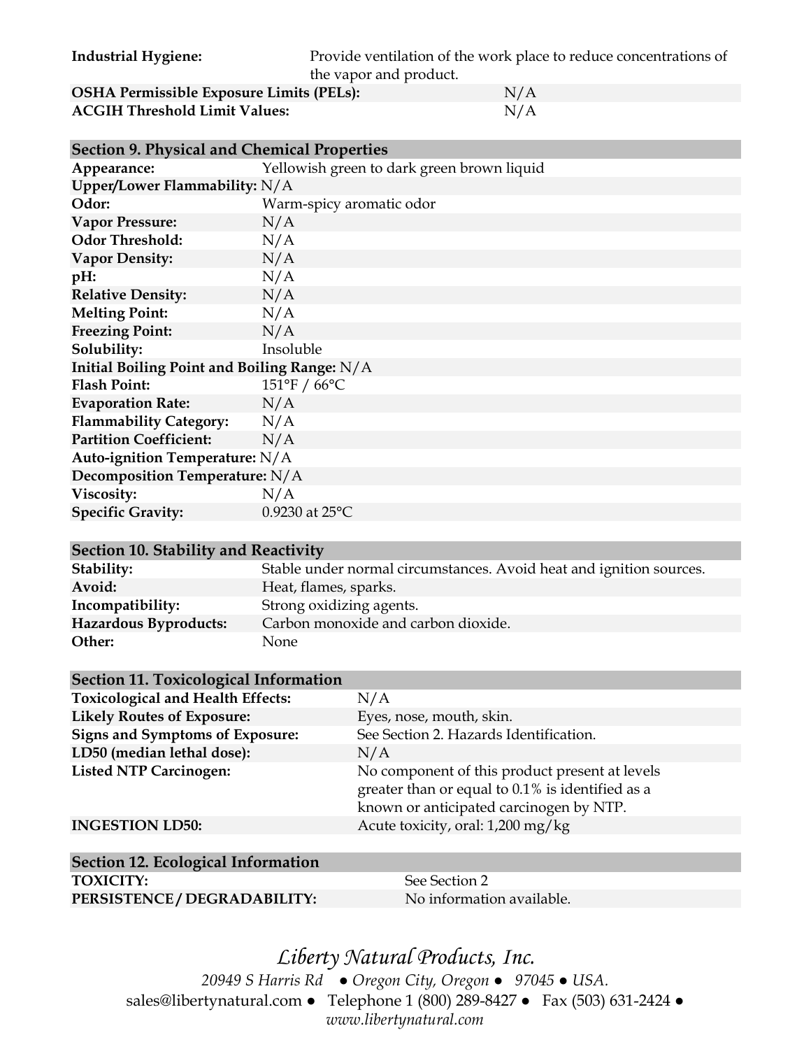| | |
|---|---|
| **Industrial Hygiene:** | Provide ventilation of the work place to reduce concentrations of the vapor and product. |
| **OSHA Permissible Exposure Limits (PELs):** | N/A |
| **ACGIH Threshold Limit Values:** | N/A |

## Section 9. Physical and Chemical Properties

| | |
|---|---|
| **Appearance:** | Yellowish green to dark green brown liquid |
| **Upper/Lower Flammability:** | N/A |
| **Odor:** | Warm-spicy aromatic odor |
| **Vapor Pressure:** | N/A |
| **Odor Threshold:** | N/A |
| **Vapor Density:** | N/A |
| **pH:** | N/A |
| **Relative Density:** | N/A |
| **Melting Point:** | N/A |
| **Freezing Point:** | N/A |
| **Solubility:** | Insoluble |
| **Initial Boiling Point and Boiling Range:** | N/A |
| **Flash Point:** | 151°F / 66°C |
| **Evaporation Rate:** | N/A |
| **Flammability Category:** | N/A |
| **Partition Coefficient:** | N/A |
| **Auto-ignition Temperature:** | N/A |
| **Decomposition Temperature:** | N/A |
| **Viscosity:** | N/A |
| **Specific Gravity:** | 0.9230 at 25°C |

## Section 10. Stability and Reactivity

| | |
|---|---|
| **Stability:** | Stable under normal circumstances. Avoid heat and ignition sources. |
| **Avoid:** | Heat, flames, sparks. |
| **Incompatibility:** | Strong oxidizing agents. |
| **Hazardous Byproducts:** | Carbon monoxide and carbon dioxide. |
| **Other:** | None |

## Section 11. Toxicological Information

| | |
|---|---|
| **Toxicological and Health Effects:** | N/A |
| **Likely Routes of Exposure:** | Eyes, nose, mouth, skin. |
| **Signs and Symptoms of Exposure:** | See Section 2. Hazards Identification. |
| **LD50 (median lethal dose):** | N/A |
| **Listed NTP Carcinogen:** | No component of this product present at levels greater than or equal to 0.1% is identified as a known or anticipated carcinogen by NTP. |
| **INGESTION LD50:** | Acute toxicity, oral: 1,200 mg/kg |

## Section 12. Ecological Information

| | |
|---|---|
| **TOXICITY:** | See Section 2 |
| **PERSISTENCE / DEGRADABILITY:** | No information available. |

*Liberty Natural Products, Inc.*

*20949 S Harris Rd ● Oregon City, Oregon ● 97045 ● USA.*

sales@libertynatural.com ● Telephone 1 (800) 289-8427 ● Fax (503) 631-2424 ●

*www.libertynatural.com*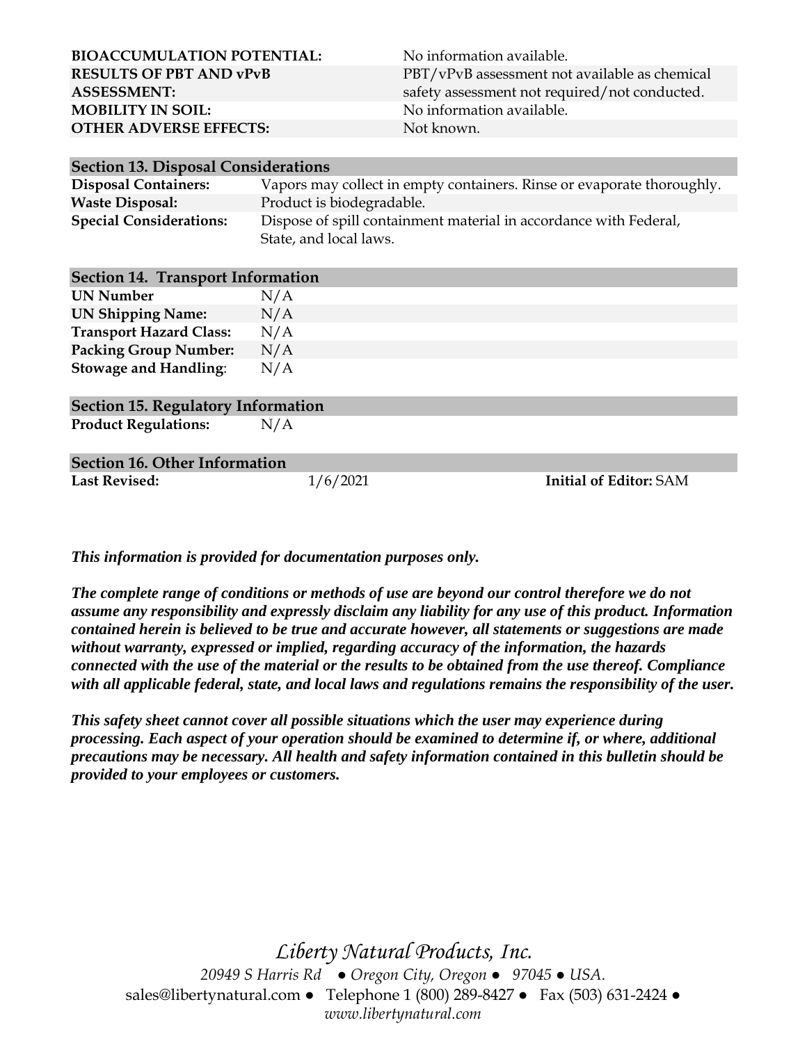| | |
|---|---|
| **BIOACCUMULATION POTENTIAL:** | No information available. |
| **RESULTS OF PBT AND vPvB ASSESSMENT:** | PBT/vPvB assessment not available as chemical safety assessment not required/not conducted. |
| **MOBILITY IN SOIL:** | No information available. |
| **OTHER ADVERSE EFFECTS:** | Not known. |

## Section 13. Disposal Considerations

| | |
|---|---|
| **Disposal Containers:** | Vapors may collect in empty containers. Rinse or evaporate thoroughly. |
| **Waste Disposal:** | Product is biodegradable. |
| **Special Considerations:** | Dispose of spill containment material in accordance with Federal, State, and local laws. |

## Section 14. Transport Information

| | |
|---|---|
| **UN Number** | N/A |
| **UN Shipping Name:** | N/A |
| **Transport Hazard Class:** | N/A |
| **Packing Group Number:** | N/A |
| **Stowage and Handling**: | N/A |

## Section 15. Regulatory Information

| | |
|---|---|
| **Product Regulations:** | N/A |

## Section 16. Other Information

| | | |
|---|---|---|
| **Last Revised:** | 1/6/2021 | **Initial of Editor:** SAM |

***This information is provided for documentation purposes only.***

***The complete range of conditions or methods of use are beyond our control therefore we do not assume any responsibility and expressly disclaim any liability for any use of this product. Information contained herein is believed to be true and accurate however, all statements or suggestions are made without warranty, expressed or implied, regarding accuracy of the information, the hazards connected with the use of the material or the results to be obtained from the use thereof. Compliance with all applicable federal, state, and local laws and regulations remains the responsibility of the user.***

***This safety sheet cannot cover all possible situations which the user may experience during processing. Each aspect of your operation should be examined to determine if, or where, additional precautions may be necessary. All health and safety information contained in this bulletin should be provided to your employees or customers.***

*Liberty Natural Products, Inc.*
*20949 S Harris Rd ● Oregon City, Oregon ● 97045 ● USA.*
sales@libertynatural.com ● Telephone 1 (800) 289-8427 ● Fax (503) 631-2424 ●
*www.libertynatural.com*